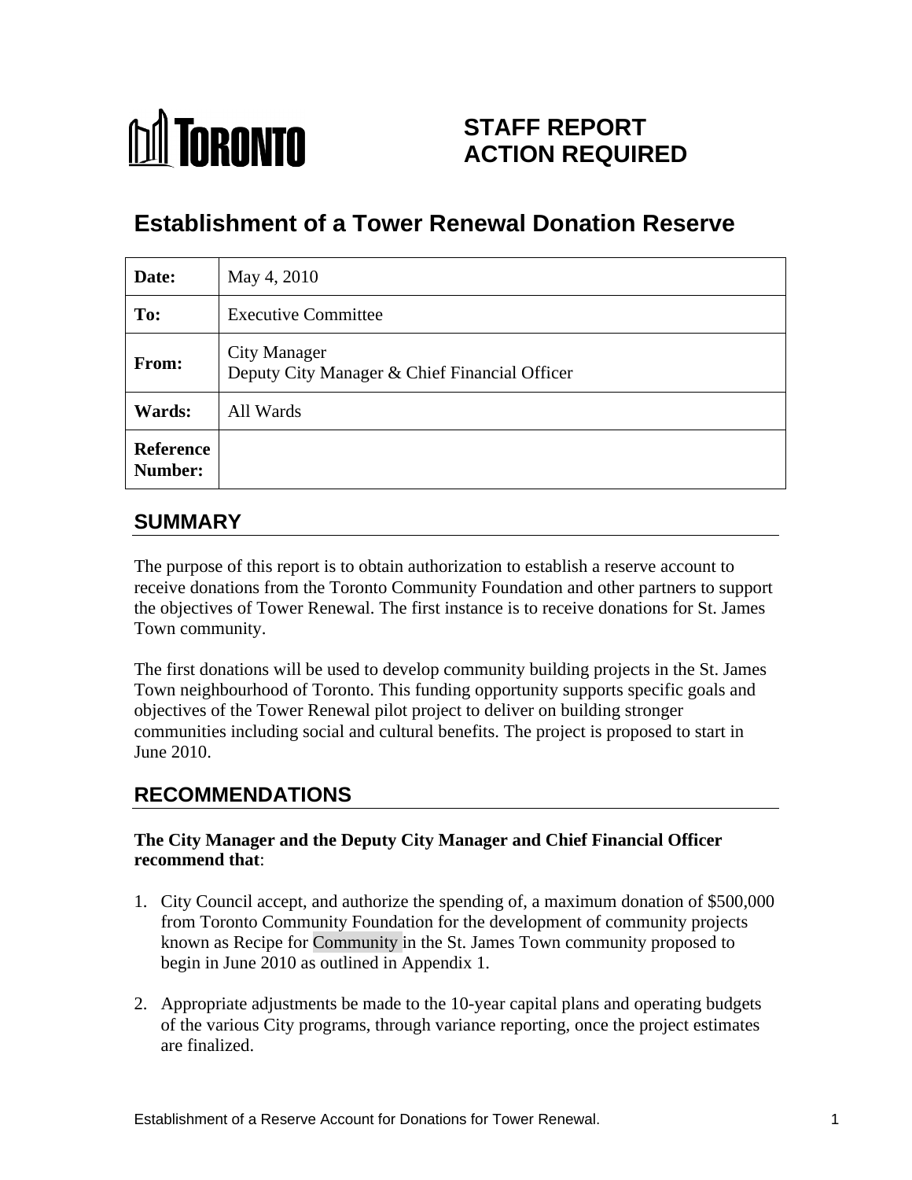**STAFF REPORT**
**ACTION REQUIRED**

# Establishment of a Tower Renewal Donation Reserve

| Date: | May 4, 2010 |
|---|---|
| To: | Executive Committee |
| From: | City Manager<br>Deputy City Manager & Chief Financial Officer |
| Wards: | All Wards |
| Reference Number: | |

## SUMMARY

The purpose of this report is to obtain authorization to establish a reserve account to receive donations from the Toronto Community Foundation and other partners to support the objectives of Tower Renewal. The first instance is to receive donations for St. James Town community.

The first donations will be used to develop community building projects in the St. James Town neighbourhood of Toronto. This funding opportunity supports specific goals and objectives of the Tower Renewal pilot project to deliver on building stronger communities including social and cultural benefits. The project is proposed to start in June 2010.

## RECOMMENDATIONS

**The City Manager and the Deputy City Manager and Chief Financial Officer recommend that**:

1. City Council accept, and authorize the spending of, a maximum donation of $500,000 from Toronto Community Foundation for the development of community projects known as Recipe for Community in the St. James Town community proposed to begin in June 2010 as outlined in Appendix 1.

2. Appropriate adjustments be made to the 10-year capital plans and operating budgets of the various City programs, through variance reporting, once the project estimates are finalized.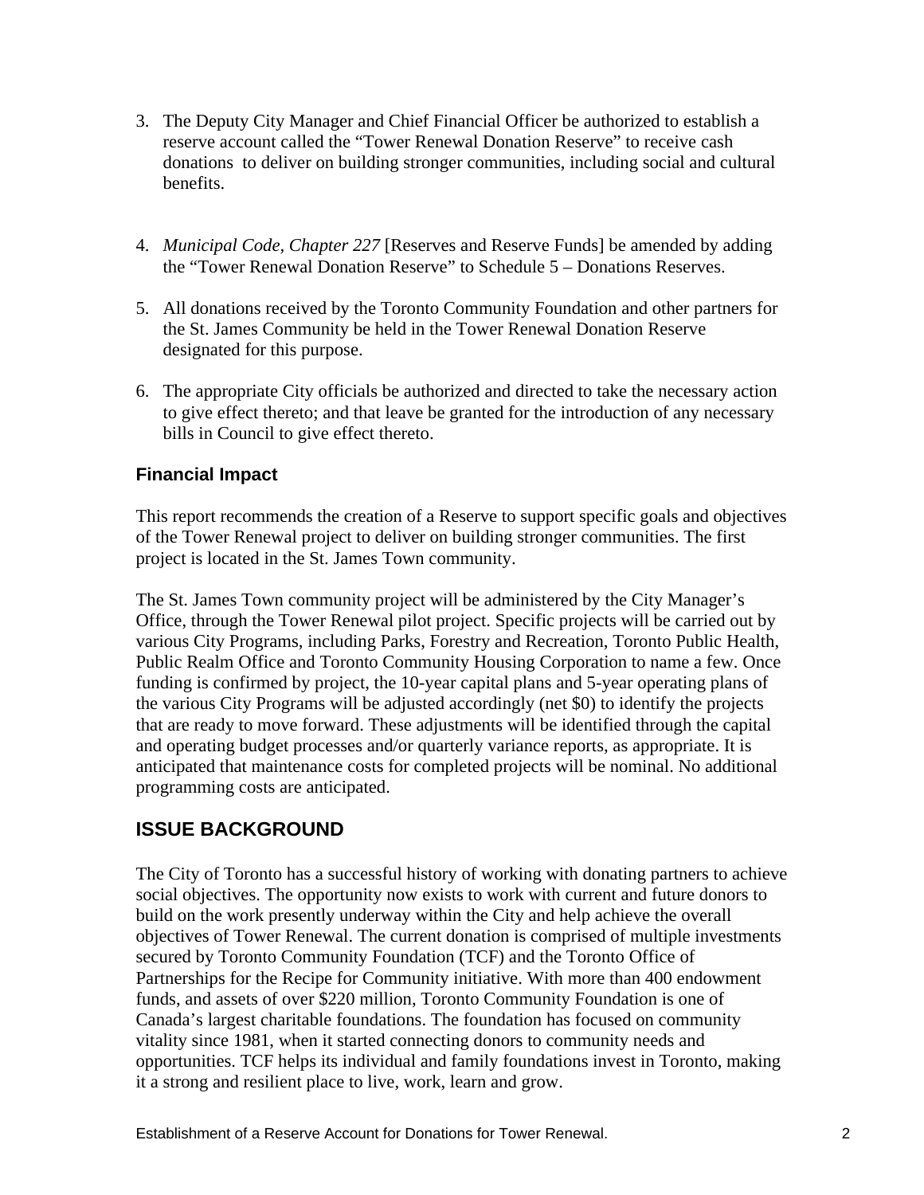3. The Deputy City Manager and Chief Financial Officer be authorized to establish a reserve account called the “Tower Renewal Donation Reserve” to receive cash donations to deliver on building stronger communities, including social and cultural benefits.

4. *Municipal Code, Chapter 227* [Reserves and Reserve Funds] be amended by adding the “Tower Renewal Donation Reserve” to Schedule 5 – Donations Reserves.

5. All donations received by the Toronto Community Foundation and other partners for the St. James Community be held in the Tower Renewal Donation Reserve designated for this purpose.

6. The appropriate City officials be authorized and directed to take the necessary action to give effect thereto; and that leave be granted for the introduction of any necessary bills in Council to give effect thereto.

### Financial Impact

This report recommends the creation of a Reserve to support specific goals and objectives of the Tower Renewal project to deliver on building stronger communities. The first project is located in the St. James Town community.

The St. James Town community project will be administered by the City Manager’s Office, through the Tower Renewal pilot project. Specific projects will be carried out by various City Programs, including Parks, Forestry and Recreation, Toronto Public Health, Public Realm Office and Toronto Community Housing Corporation to name a few. Once funding is confirmed by project, the 10-year capital plans and 5-year operating plans of the various City Programs will be adjusted accordingly (net $0) to identify the projects that are ready to move forward. These adjustments will be identified through the capital and operating budget processes and/or quarterly variance reports, as appropriate. It is anticipated that maintenance costs for completed projects will be nominal. No additional programming costs are anticipated.

## ISSUE BACKGROUND

The City of Toronto has a successful history of working with donating partners to achieve social objectives. The opportunity now exists to work with current and future donors to build on the work presently underway within the City and help achieve the overall objectives of Tower Renewal. The current donation is comprised of multiple investments secured by Toronto Community Foundation (TCF) and the Toronto Office of Partnerships for the Recipe for Community initiative. With more than 400 endowment funds, and assets of over $220 million, Toronto Community Foundation is one of Canada’s largest charitable foundations. The foundation has focused on community vitality since 1981, when it started connecting donors to community needs and opportunities. TCF helps its individual and family foundations invest in Toronto, making it a strong and resilient place to live, work, learn and grow.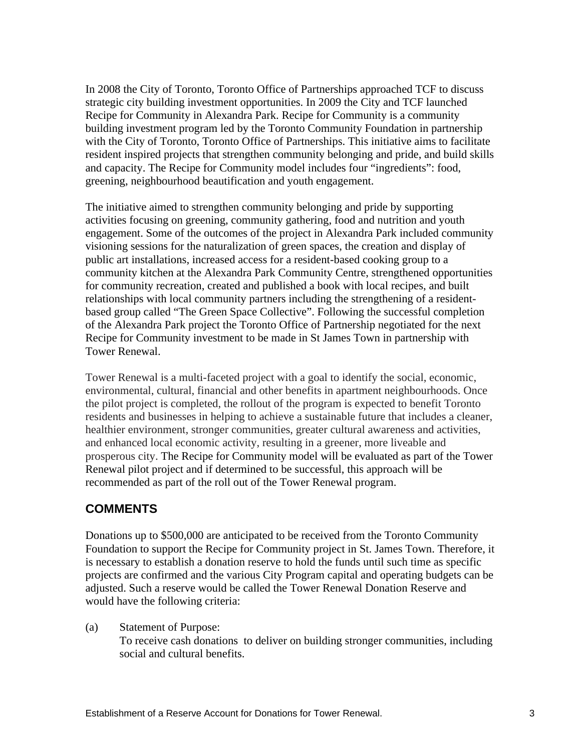In 2008 the City of Toronto, Toronto Office of Partnerships approached TCF to discuss strategic city building investment opportunities. In 2009 the City and TCF launched Recipe for Community in Alexandra Park. Recipe for Community is a community building investment program led by the Toronto Community Foundation in partnership with the City of Toronto, Toronto Office of Partnerships. This initiative aims to facilitate resident inspired projects that strengthen community belonging and pride, and build skills and capacity. The Recipe for Community model includes four "ingredients": food, greening, neighbourhood beautification and youth engagement.

The initiative aimed to strengthen community belonging and pride by supporting activities focusing on greening, community gathering, food and nutrition and youth engagement. Some of the outcomes of the project in Alexandra Park included community visioning sessions for the naturalization of green spaces, the creation and display of public art installations, increased access for a resident-based cooking group to a community kitchen at the Alexandra Park Community Centre, strengthened opportunities for community recreation, created and published a book with local recipes, and built relationships with local community partners including the strengthening of a resident-based group called "The Green Space Collective". Following the successful completion of the Alexandra Park project the Toronto Office of Partnership negotiated for the next Recipe for Community investment to be made in St James Town in partnership with Tower Renewal.

Tower Renewal is a multi-faceted project with a goal to identify the social, economic, environmental, cultural, financial and other benefits in apartment neighbourhoods. Once the pilot project is completed, the rollout of the program is expected to benefit Toronto residents and businesses in helping to achieve a sustainable future that includes a cleaner, healthier environment, stronger communities, greater cultural awareness and activities, and enhanced local economic activity, resulting in a greener, more liveable and prosperous city. The Recipe for Community model will be evaluated as part of the Tower Renewal pilot project and if determined to be successful, this approach will be recommended as part of the roll out of the Tower Renewal program.

## COMMENTS

Donations up to $500,000 are anticipated to be received from the Toronto Community Foundation to support the Recipe for Community project in St. James Town. Therefore, it is necessary to establish a donation reserve to hold the funds until such time as specific projects are confirmed and the various City Program capital and operating budgets can be adjusted. Such a reserve would be called the Tower Renewal Donation Reserve and would have the following criteria:

(a) Statement of Purpose:
To receive cash donations to deliver on building stronger communities, including social and cultural benefits.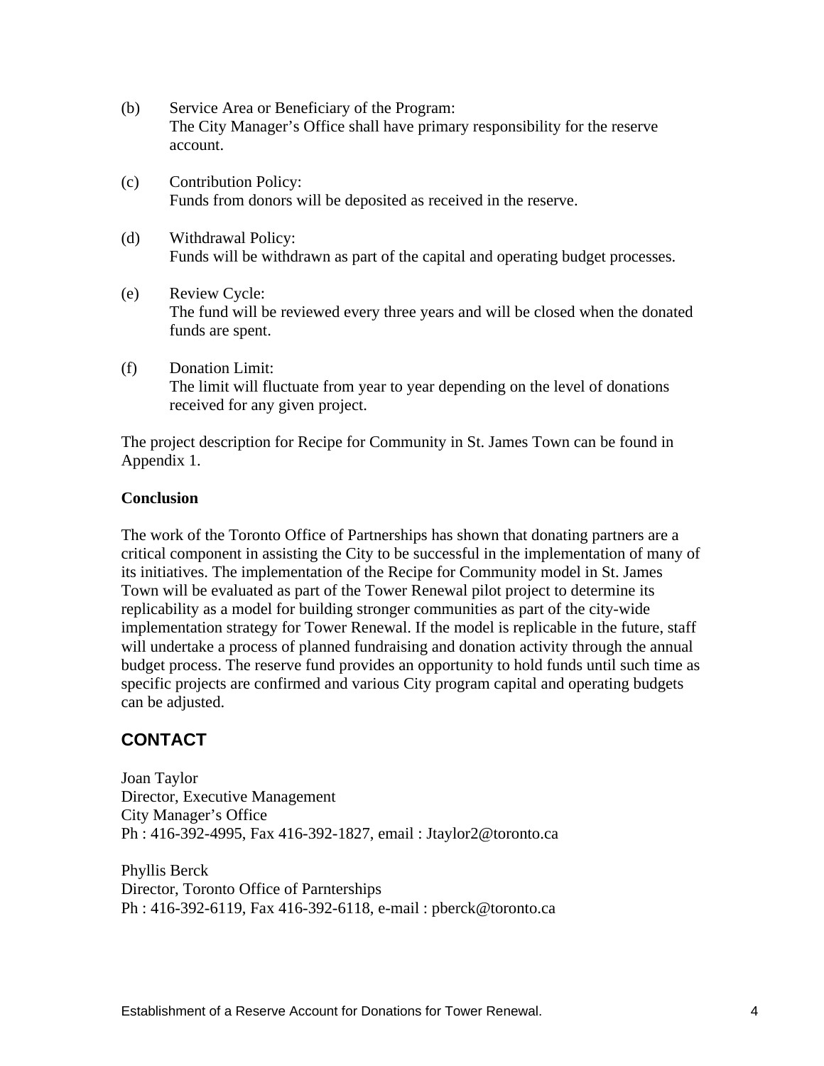(b) Service Area or Beneficiary of the Program:
The City Manager's Office shall have primary responsibility for the reserve account.

(c) Contribution Policy:
Funds from donors will be deposited as received in the reserve.

(d) Withdrawal Policy:
Funds will be withdrawn as part of the capital and operating budget processes.

(e) Review Cycle:
The fund will be reviewed every three years and will be closed when the donated funds are spent.

(f) Donation Limit:
The limit will fluctuate from year to year depending on the level of donations received for any given project.

The project description for Recipe for Community in St. James Town can be found in Appendix 1.

**Conclusion**

The work of the Toronto Office of Partnerships has shown that donating partners are a critical component in assisting the City to be successful in the implementation of many of its initiatives. The implementation of the Recipe for Community model in St. James Town will be evaluated as part of the Tower Renewal pilot project to determine its replicability as a model for building stronger communities as part of the city-wide implementation strategy for Tower Renewal. If the model is replicable in the future, staff will undertake a process of planned fundraising and donation activity through the annual budget process. The reserve fund provides an opportunity to hold funds until such time as specific projects are confirmed and various City program capital and operating budgets can be adjusted.

## CONTACT

Joan Taylor
Director, Executive Management
City Manager's Office
Ph : 416-392-4995, Fax 416-392-1827, email : Jtaylor2@toronto.ca

Phyllis Berck
Director, Toronto Office of Parnterships
Ph : 416-392-6119, Fax 416-392-6118, e-mail : pberck@toronto.ca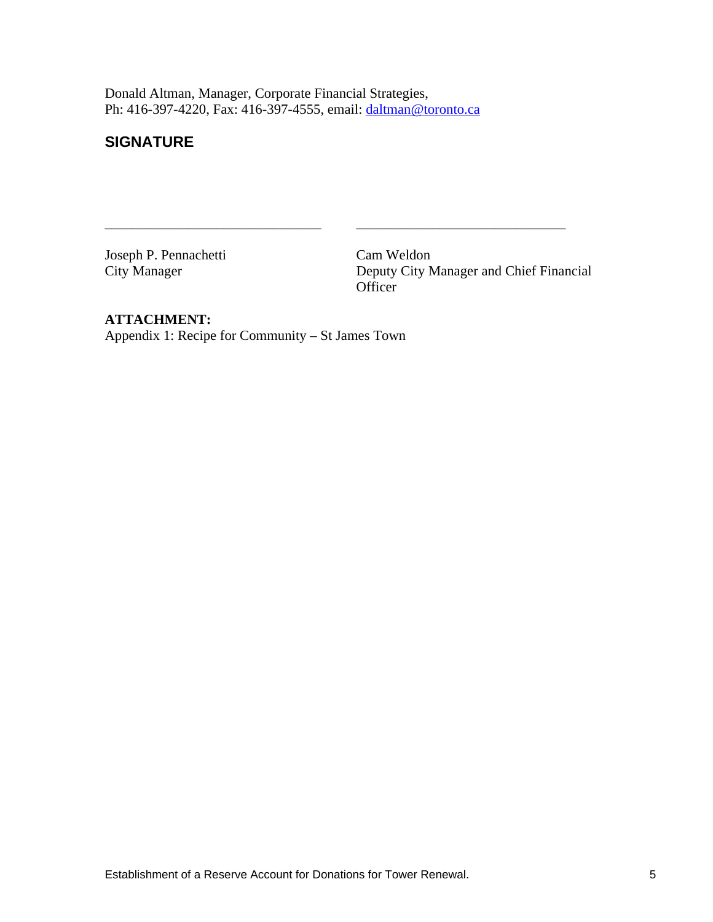Donald Altman, Manager, Corporate Financial Strategies,
Ph: 416-397-4220, Fax: 416-397-4555, email: daltman@toronto.ca

## SIGNATURE

_______________________________ _______________________________

| Joseph P. Pennachetti | Cam Weldon |
|---|---|
| City Manager | Deputy City Manager and Chief Financial Officer |

**ATTACHMENT:**
Appendix 1: Recipe for Community – St James Town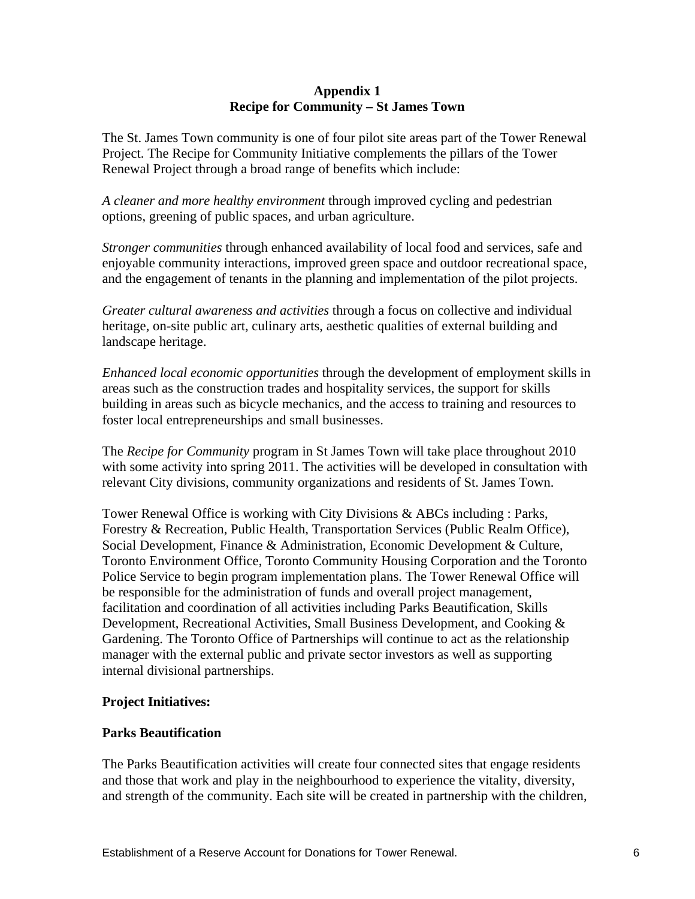**Appendix 1**
**Recipe for Community – St James Town**

The St. James Town community is one of four pilot site areas part of the Tower Renewal Project. The Recipe for Community Initiative complements the pillars of the Tower Renewal Project through a broad range of benefits which include:

*A cleaner and more healthy environment* through improved cycling and pedestrian options, greening of public spaces, and urban agriculture.

*Stronger communities* through enhanced availability of local food and services, safe and enjoyable community interactions, improved green space and outdoor recreational space, and the engagement of tenants in the planning and implementation of the pilot projects.

*Greater cultural awareness and activities* through a focus on collective and individual heritage, on-site public art, culinary arts, aesthetic qualities of external building and landscape heritage.

*Enhanced local economic opportunities* through the development of employment skills in areas such as the construction trades and hospitality services, the support for skills building in areas such as bicycle mechanics, and the access to training and resources to foster local entrepreneurships and small businesses.

The *Recipe for Community* program in St James Town will take place throughout 2010 with some activity into spring 2011. The activities will be developed in consultation with relevant City divisions, community organizations and residents of St. James Town.

Tower Renewal Office is working with City Divisions & ABCs including : Parks, Forestry & Recreation, Public Health, Transportation Services (Public Realm Office), Social Development, Finance & Administration, Economic Development & Culture, Toronto Environment Office, Toronto Community Housing Corporation and the Toronto Police Service to begin program implementation plans. The Tower Renewal Office will be responsible for the administration of funds and overall project management, facilitation and coordination of all activities including Parks Beautification, Skills Development, Recreational Activities, Small Business Development, and Cooking & Gardening. The Toronto Office of Partnerships will continue to act as the relationship manager with the external public and private sector investors as well as supporting internal divisional partnerships.

**Project Initiatives:**

**Parks Beautification**

The Parks Beautification activities will create four connected sites that engage residents and those that work and play in the neighbourhood to experience the vitality, diversity, and strength of the community. Each site will be created in partnership with the children,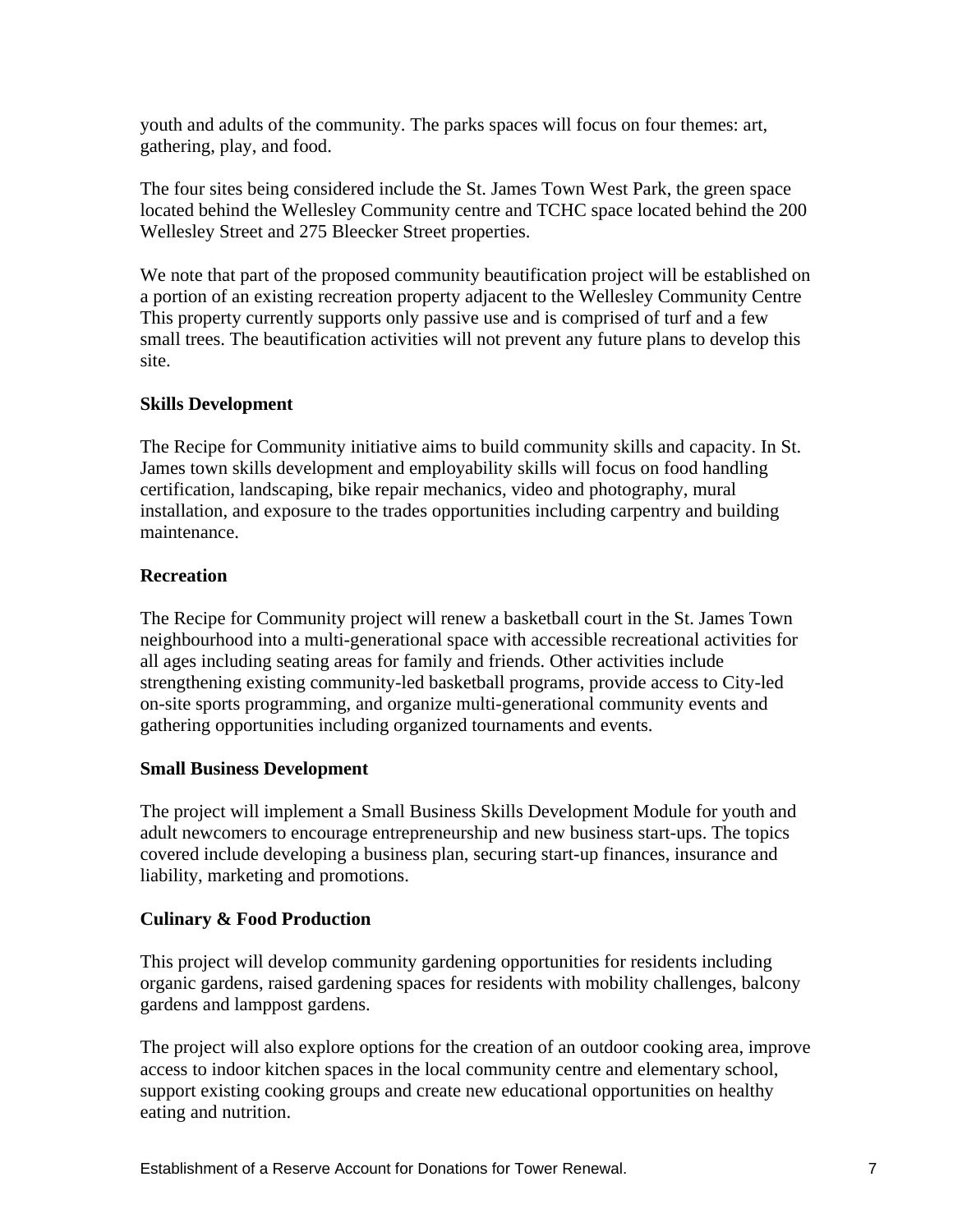youth and adults of the community. The parks spaces will focus on four themes: art, gathering, play, and food.

The four sites being considered include the St. James Town West Park, the green space located behind the Wellesley Community centre and TCHC space located behind the 200 Wellesley Street and 275 Bleecker Street properties.

We note that part of the proposed community beautification project will be established on a portion of an existing recreation property adjacent to the Wellesley Community Centre This property currently supports only passive use and is comprised of turf and a few small trees. The beautification activities will not prevent any future plans to develop this site.

**Skills Development**

The Recipe for Community initiative aims to build community skills and capacity. In St. James town skills development and employability skills will focus on food handling certification, landscaping, bike repair mechanics, video and photography, mural installation, and exposure to the trades opportunities including carpentry and building maintenance.

**Recreation**

The Recipe for Community project will renew a basketball court in the St. James Town neighbourhood into a multi-generational space with accessible recreational activities for all ages including seating areas for family and friends. Other activities include strengthening existing community-led basketball programs, provide access to City-led on-site sports programming, and organize multi-generational community events and gathering opportunities including organized tournaments and events.

**Small Business Development**

The project will implement a Small Business Skills Development Module for youth and adult newcomers to encourage entrepreneurship and new business start-ups. The topics covered include developing a business plan, securing start-up finances, insurance and liability, marketing and promotions.

**Culinary & Food Production**

This project will develop community gardening opportunities for residents including organic gardens, raised gardening spaces for residents with mobility challenges, balcony gardens and lamppost gardens.

The project will also explore options for the creation of an outdoor cooking area, improve access to indoor kitchen spaces in the local community centre and elementary school, support existing cooking groups and create new educational opportunities on healthy eating and nutrition.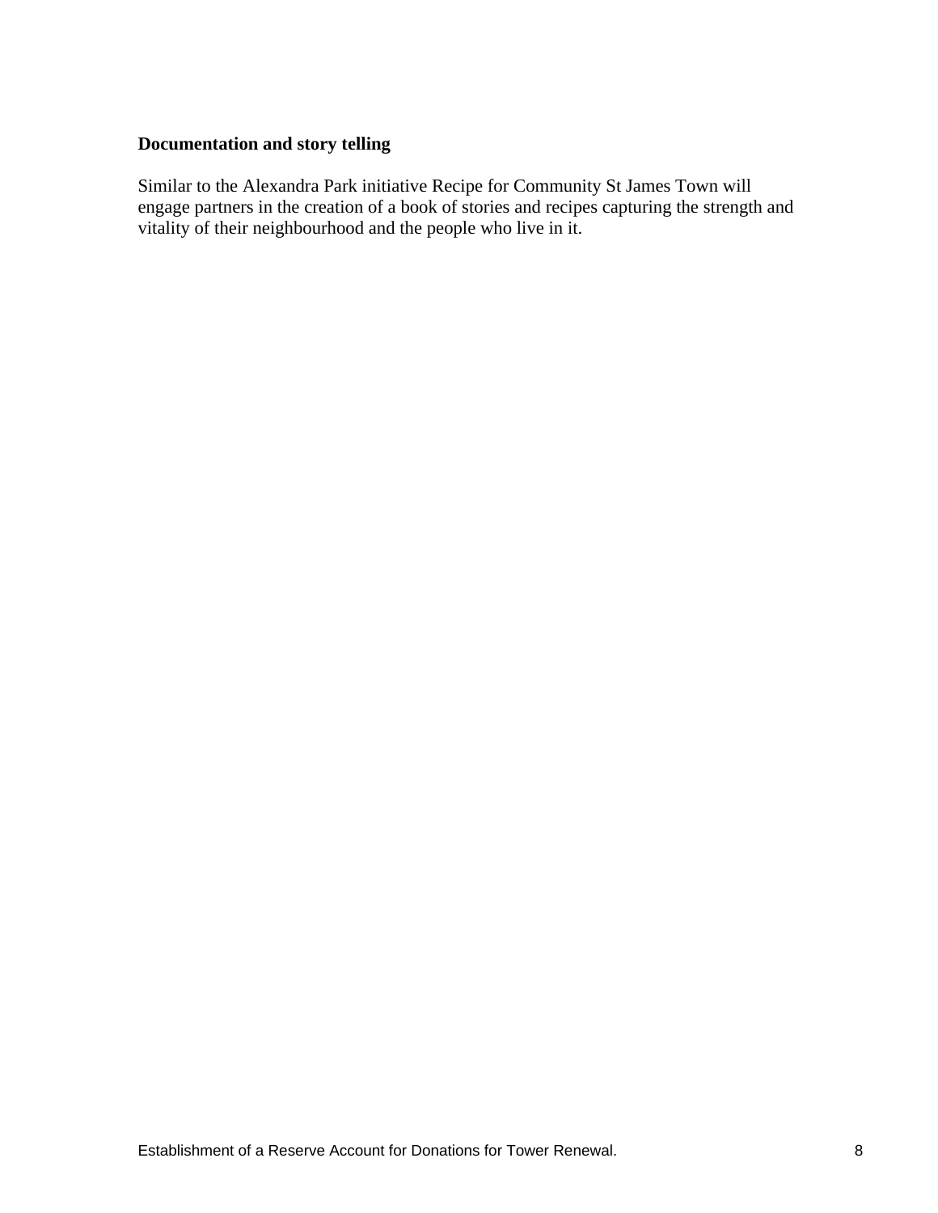**Documentation and story telling**

Similar to the Alexandra Park initiative Recipe for Community St James Town will engage partners in the creation of a book of stories and recipes capturing the strength and vitality of their neighbourhood and the people who live in it.